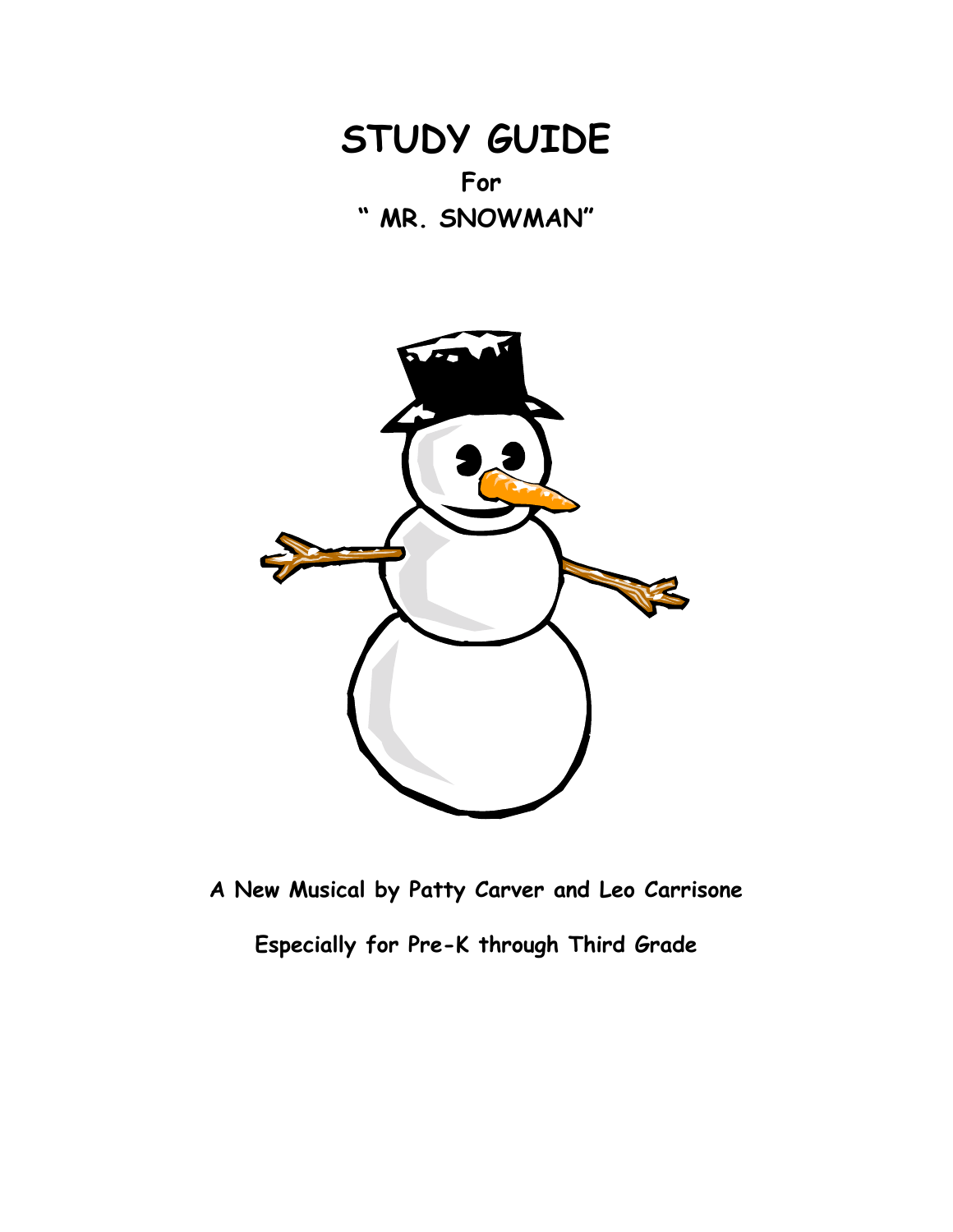# STUDY GUIDE

## For

## " MR. SNOWMAN"

**A New Musical by Patty Carver and Leo Carrisone**

**Especially for Pre-K through Third Grade**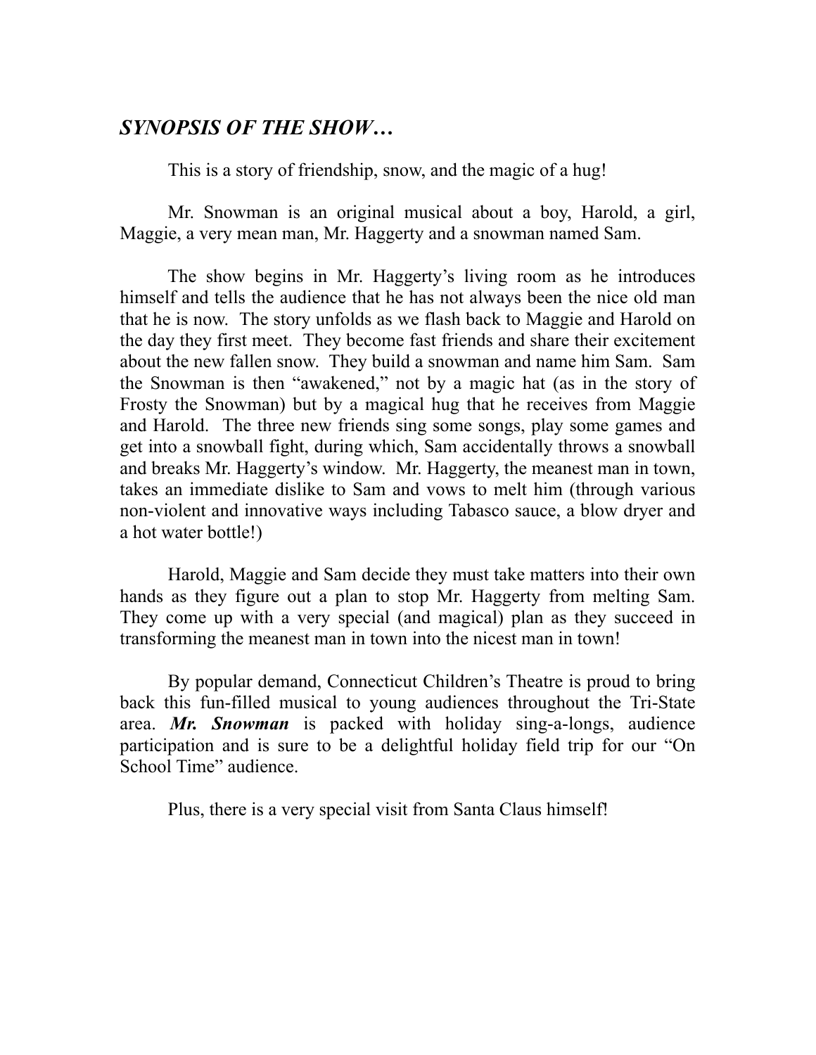## *SYNOPSIS OF THE SHOW…*

This is a story of friendship, snow, and the magic of a hug!

Mr. Snowman is an original musical about a boy, Harold, a girl, Maggie, a very mean man, Mr. Haggerty and a snowman named Sam.

The show begins in Mr. Haggerty's living room as he introduces himself and tells the audience that he has not always been the nice old man that he is now. The story unfolds as we flash back to Maggie and Harold on the day they first meet. They become fast friends and share their excitement about the new fallen snow. They build a snowman and name him Sam. Sam the Snowman is then "awakened," not by a magic hat (as in the story of Frosty the Snowman) but by a magical hug that he receives from Maggie and Harold. The three new friends sing some songs, play some games and get into a snowball fight, during which, Sam accidentally throws a snowball and breaks Mr. Haggerty's window. Mr. Haggerty, the meanest man in town, takes an immediate dislike to Sam and vows to melt him (through various non-violent and innovative ways including Tabasco sauce, a blow dryer and a hot water bottle!)

Harold, Maggie and Sam decide they must take matters into their own hands as they figure out a plan to stop Mr. Haggerty from melting Sam. They come up with a very special (and magical) plan as they succeed in transforming the meanest man in town into the nicest man in town!

By popular demand, Connecticut Children's Theatre is proud to bring back this fun-filled musical to young audiences throughout the Tri-State area. ***Mr. Snowman*** is packed with holiday sing-a-longs, audience participation and is sure to be a delightful holiday field trip for our "On School Time" audience.

Plus, there is a very special visit from Santa Claus himself!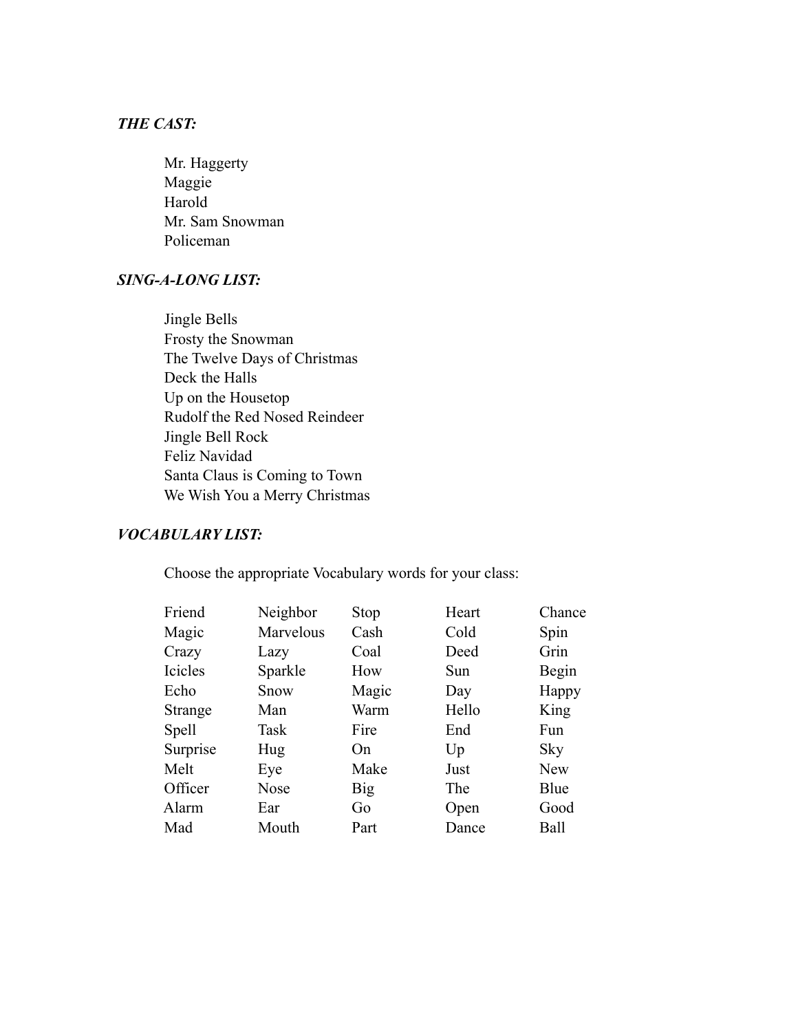***THE CAST:***

Mr. Haggerty
Maggie
Harold
Mr. Sam Snowman
Policeman

***SING-A-LONG LIST:***

Jingle Bells
Frosty the Snowman
The Twelve Days of Christmas
Deck the Halls
Up on the Housetop
Rudolf the Red Nosed Reindeer
Jingle Bell Rock
Feliz Navidad
Santa Claus is Coming to Town
We Wish You a Merry Christmas

***VOCABULARY LIST:***

Choose the appropriate Vocabulary words for your class:

| | | | | |
|---|---|---|---|---|
| Friend | Neighbor | Stop | Heart | Chance |
| Magic | Marvelous | Cash | Cold | Spin |
| Crazy | Lazy | Coal | Deed | Grin |
| Icicles | Sparkle | How | Sun | Begin |
| Echo | Snow | Magic | Day | Happy |
| Strange | Man | Warm | Hello | King |
| Spell | Task | Fire | End | Fun |
| Surprise | Hug | On | Up | Sky |
| Melt | Eye | Make | Just | New |
| Officer | Nose | Big | The | Blue |
| Alarm | Ear | Go | Open | Good |
| Mad | Mouth | Part | Dance | Ball |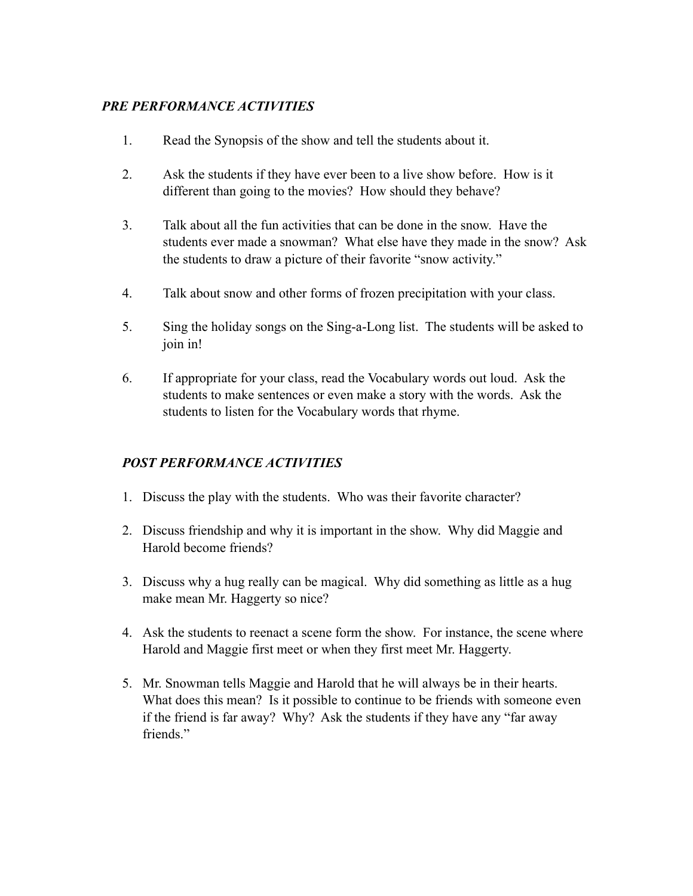### *PRE PERFORMANCE ACTIVITIES*

1. Read the Synopsis of the show and tell the students about it.

2. Ask the students if they have ever been to a live show before. How is it different than going to the movies? How should they behave?

3. Talk about all the fun activities that can be done in the snow. Have the students ever made a snowman? What else have they made in the snow? Ask the students to draw a picture of their favorite "snow activity."

4. Talk about snow and other forms of frozen precipitation with your class.

5. Sing the holiday songs on the Sing-a-Long list. The students will be asked to join in!

6. If appropriate for your class, read the Vocabulary words out loud. Ask the students to make sentences or even make a story with the words. Ask the students to listen for the Vocabulary words that rhyme.

### *POST PERFORMANCE ACTIVITIES*

1. Discuss the play with the students. Who was their favorite character?

2. Discuss friendship and why it is important in the show. Why did Maggie and Harold become friends?

3. Discuss why a hug really can be magical. Why did something as little as a hug make mean Mr. Haggerty so nice?

4. Ask the students to reenact a scene form the show. For instance, the scene where Harold and Maggie first meet or when they first meet Mr. Haggerty.

5. Mr. Snowman tells Maggie and Harold that he will always be in their hearts. What does this mean? Is it possible to continue to be friends with someone even if the friend is far away? Why? Ask the students if they have any "far away friends."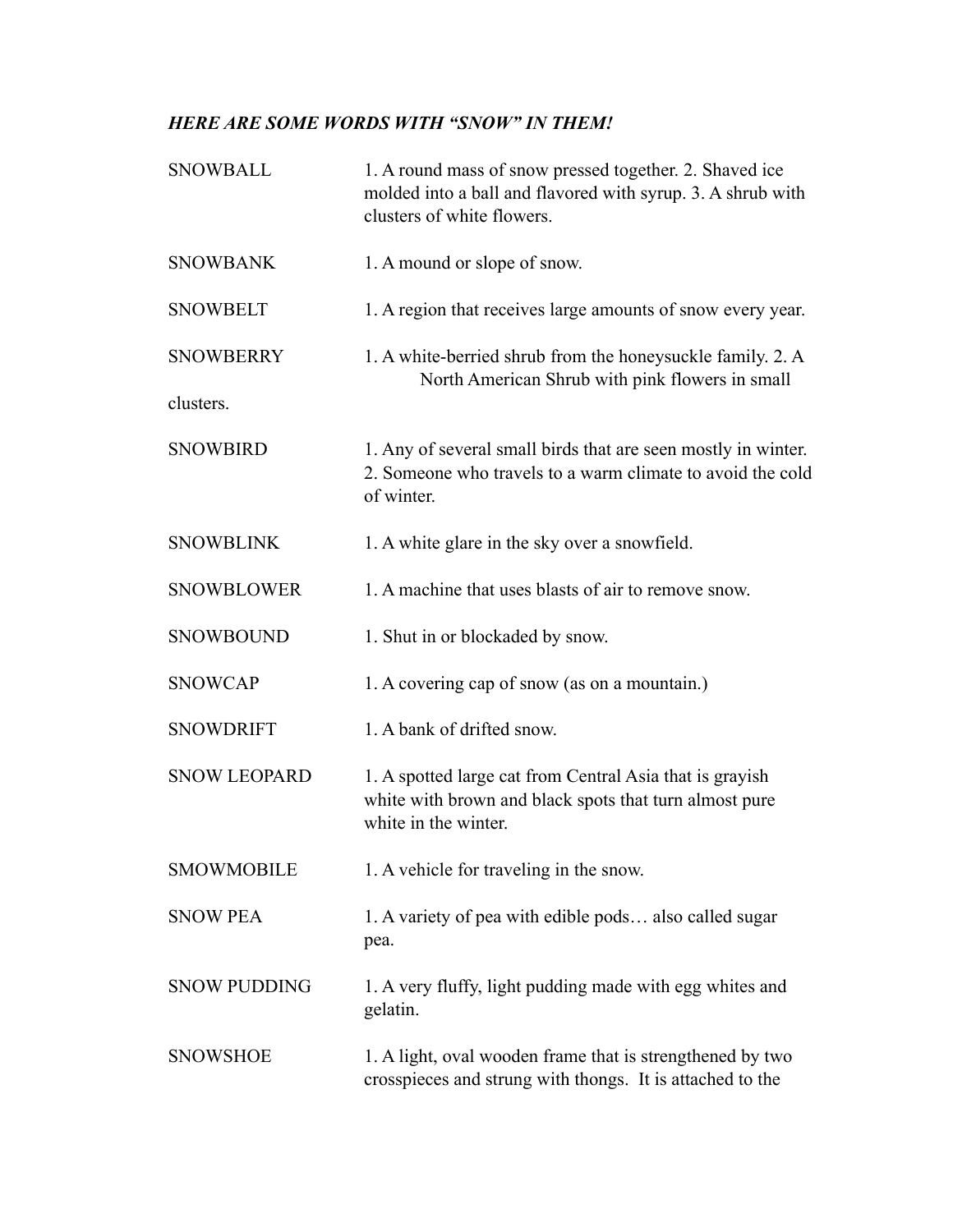***HERE ARE SOME WORDS WITH "SNOW" IN THEM!***

| | |
|---|---|
| SNOWBALL | 1. A round mass of snow pressed together. 2. Shaved ice molded into a ball and flavored with syrup. 3. A shrub with clusters of white flowers. |
| SNOWBANK | 1. A mound or slope of snow. |
| SNOWBELT | 1. A region that receives large amounts of snow every year. |
| SNOWBERRY | 1. A white-berried shrub from the honeysuckle family. 2. A North American Shrub with pink flowers in small clusters. |
| SNOWBIRD | 1. Any of several small birds that are seen mostly in winter. 2. Someone who travels to a warm climate to avoid the cold of winter. |
| SNOWBLINK | 1. A white glare in the sky over a snowfield. |
| SNOWBLOWER | 1. A machine that uses blasts of air to remove snow. |
| SNOWBOUND | 1. Shut in or blockaded by snow. |
| SNOWCAP | 1. A covering cap of snow (as on a mountain.) |
| SNOWDRIFT | 1. A bank of drifted snow. |
| SNOW LEOPARD | 1. A spotted large cat from Central Asia that is grayish white with brown and black spots that turn almost pure white in the winter. |
| SMOWMOBILE | 1. A vehicle for traveling in the snow. |
| SNOW PEA | 1. A variety of pea with edible pods… also called sugar pea. |
| SNOW PUDDING | 1. A very fluffy, light pudding made with egg whites and gelatin. |
| SNOWSHOE | 1. A light, oval wooden frame that is strengthened by two crosspieces and strung with thongs. It is attached to the |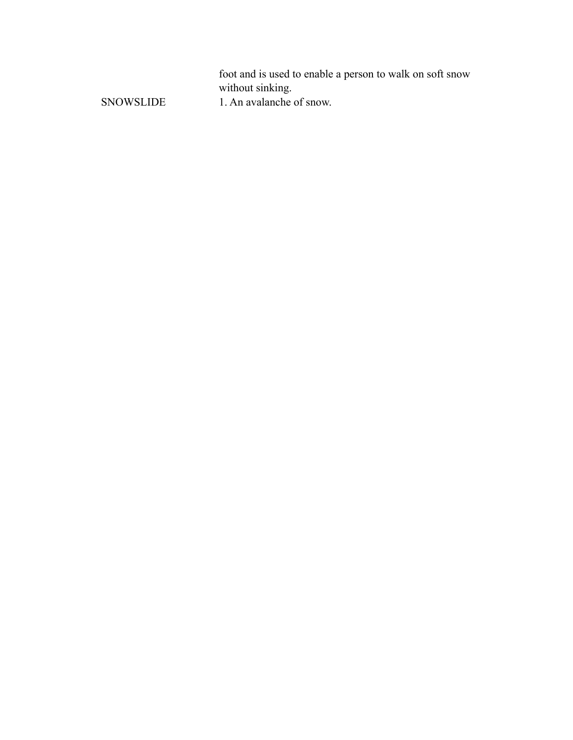| | |
|---|---|
| | foot and is used to enable a person to walk on soft snow without sinking. |
| SNOWSLIDE | 1. An avalanche of snow. |